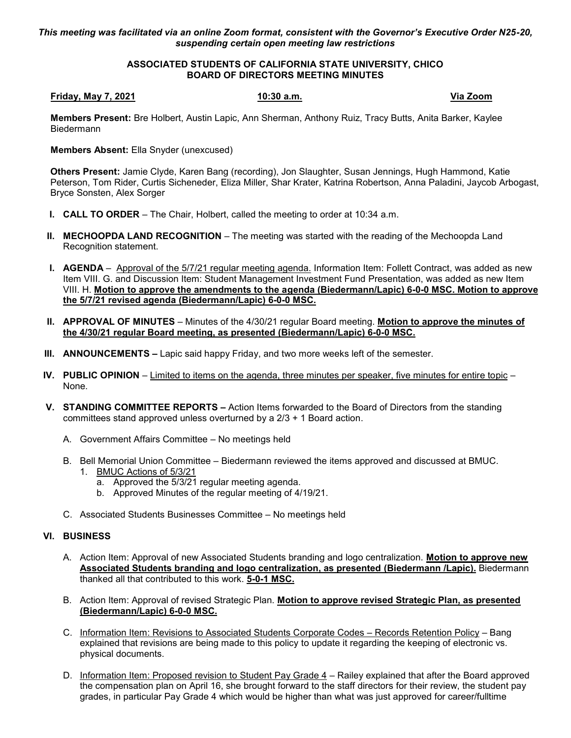*This meeting was facilitated via an online Zoom format, consistent with the Governor's Executive Order N25-20, suspending certain open meeting law restrictions*

**ASSOCIATED STUDENTS OF CALIFORNIA STATE UNIVERSITY, CHICO**
**BOARD OF DIRECTORS MEETING MINUTES**

**Friday, May 7, 2021** **10:30 a.m.** **Via Zoom**

**Members Present:** Bre Holbert, Austin Lapic, Ann Sherman, Anthony Ruiz, Tracy Butts, Anita Barker, Kaylee Biedermann

**Members Absent:** Ella Snyder (unexcused)

**Others Present:** Jamie Clyde, Karen Bang (recording), Jon Slaughter, Susan Jennings, Hugh Hammond, Katie Peterson, Tom Rider, Curtis Sicheneder, Eliza Miller, Shar Krater, Katrina Robertson, Anna Paladini, Jaycob Arbogast, Bryce Sonsten, Alex Sorger

I. **CALL TO ORDER** – The Chair, Holbert, called the meeting to order at 10:34 a.m.

II. **MECHOOPDA LAND RECOGNITION** – The meeting was started with the reading of the Mechoopda Land Recognition statement.

I. **AGENDA** – Approval of the 5/7/21 regular meeting agenda. Information Item: Follett Contract, was added as new Item VIII. G. and Discussion Item: Student Management Investment Fund Presentation, was added as new Item VIII. H. **Motion to approve the amendments to the agenda (Biedermann/Lapic) 6-0-0 MSC. Motion to approve the 5/7/21 revised agenda (Biedermann/Lapic) 6-0-0 MSC.**

II. **APPROVAL OF MINUTES** – Minutes of the 4/30/21 regular Board meeting. **Motion to approve the minutes of the 4/30/21 regular Board meeting, as presented (Biedermann/Lapic) 6-0-0 MSC.**

III. **ANNOUNCEMENTS –** Lapic said happy Friday, and two more weeks left of the semester.

IV. **PUBLIC OPINION** – Limited to items on the agenda, three minutes per speaker, five minutes for entire topic – None.

V. **STANDING COMMITTEE REPORTS –** Action Items forwarded to the Board of Directors from the standing committees stand approved unless overturned by a 2/3 + 1 Board action.

   A. Government Affairs Committee – No meetings held

   B. Bell Memorial Union Committee – Biedermann reviewed the items approved and discussed at BMUC.
      1. BMUC Actions of 5/3/21
         a. Approved the 5/3/21 regular meeting agenda.
         b. Approved Minutes of the regular meeting of 4/19/21.

   C. Associated Students Businesses Committee – No meetings held

VI. **BUSINESS**

   A. Action Item: Approval of new Associated Students branding and logo centralization. **Motion to approve new Associated Students branding and logo centralization, as presented (Biedermann /Lapic).** Biedermann thanked all that contributed to this work. **5-0-1 MSC.**

   B. Action Item: Approval of revised Strategic Plan. **Motion to approve revised Strategic Plan, as presented (Biedermann/Lapic) 6-0-0 MSC.**

   C. Information Item: Revisions to Associated Students Corporate Codes – Records Retention Policy – Bang explained that revisions are being made to this policy to update it regarding the keeping of electronic vs. physical documents.

   D. Information Item: Proposed revision to Student Pay Grade 4 – Railey explained that after the Board approved the compensation plan on April 16, she brought forward to the staff directors for their review, the student pay grades, in particular Pay Grade 4 which would be higher than what was just approved for career/fulltime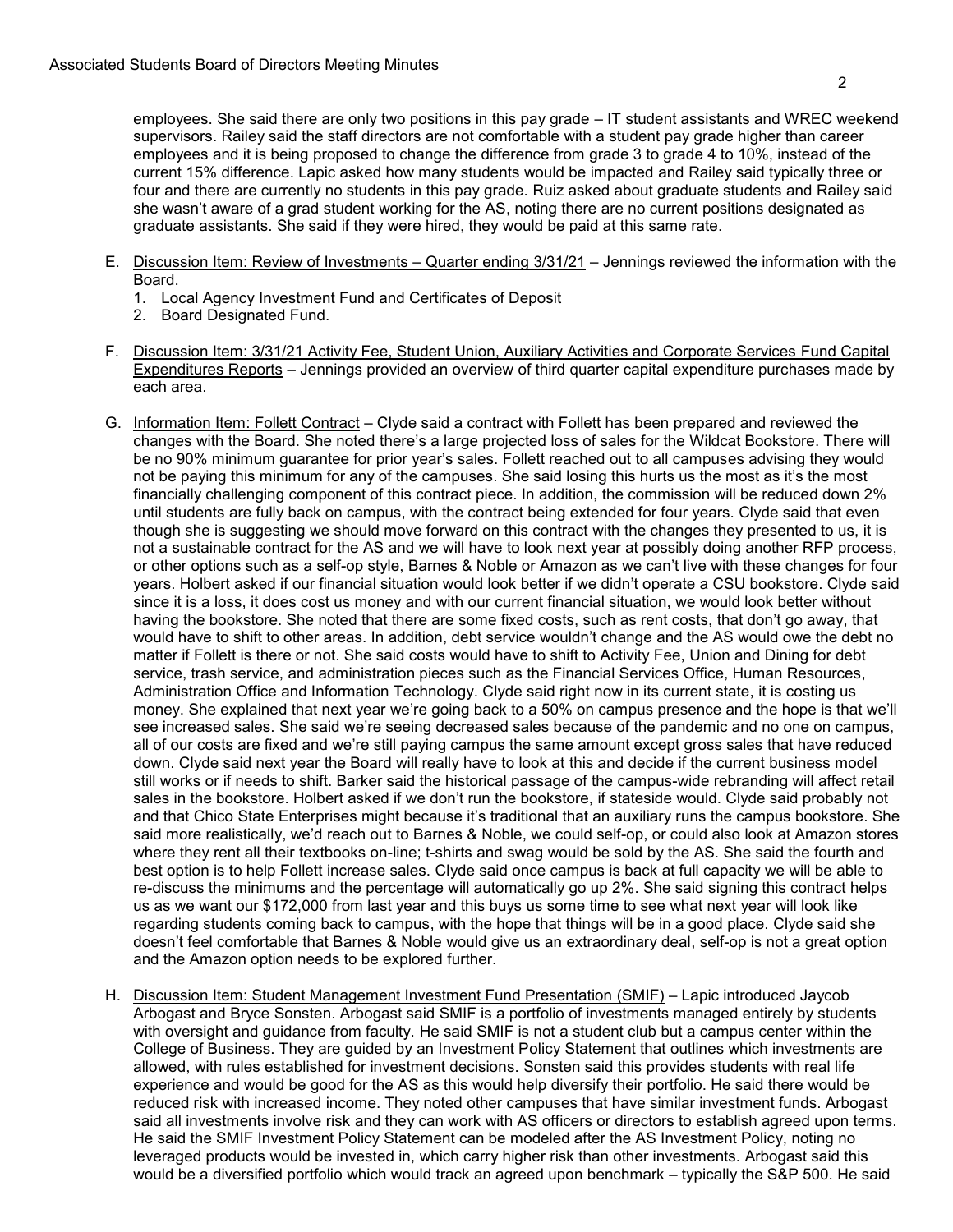employees. She said there are only two positions in this pay grade – IT student assistants and WREC weekend supervisors. Railey said the staff directors are not comfortable with a student pay grade higher than career employees and it is being proposed to change the difference from grade 3 to grade 4 to 10%, instead of the current 15% difference. Lapic asked how many students would be impacted and Railey said typically three or four and there are currently no students in this pay grade. Ruiz asked about graduate students and Railey said she wasn't aware of a grad student working for the AS, noting there are no current positions designated as graduate assistants. She said if they were hired, they would be paid at this same rate.

E. Discussion Item: Review of Investments – Quarter ending 3/31/21 – Jennings reviewed the information with the Board.
   1. Local Agency Investment Fund and Certificates of Deposit
   2. Board Designated Fund.

F. Discussion Item: 3/31/21 Activity Fee, Student Union, Auxiliary Activities and Corporate Services Fund Capital Expenditures Reports – Jennings provided an overview of third quarter capital expenditure purchases made by each area.

G. Information Item: Follett Contract – Clyde said a contract with Follett has been prepared and reviewed the changes with the Board. She noted there's a large projected loss of sales for the Wildcat Bookstore. There will be no 90% minimum guarantee for prior year's sales. Follett reached out to all campuses advising they would not be paying this minimum for any of the campuses. She said losing this hurts us the most as it's the most financially challenging component of this contract piece. In addition, the commission will be reduced down 2% until students are fully back on campus, with the contract being extended for four years. Clyde said that even though she is suggesting we should move forward on this contract with the changes they presented to us, it is not a sustainable contract for the AS and we will have to look next year at possibly doing another RFP process, or other options such as a self-op style, Barnes & Noble or Amazon as we can't live with these changes for four years. Holbert asked if our financial situation would look better if we didn't operate a CSU bookstore. Clyde said since it is a loss, it does cost us money and with our current financial situation, we would look better without having the bookstore. She noted that there are some fixed costs, such as rent costs, that don't go away, that would have to shift to other areas. In addition, debt service wouldn't change and the AS would owe the debt no matter if Follett is there or not. She said costs would have to shift to Activity Fee, Union and Dining for debt service, trash service, and administration pieces such as the Financial Services Office, Human Resources, Administration Office and Information Technology. Clyde said right now in its current state, it is costing us money. She explained that next year we're going back to a 50% on campus presence and the hope is that we'll see increased sales. She said we're seeing decreased sales because of the pandemic and no one on campus, all of our costs are fixed and we're still paying campus the same amount except gross sales that have reduced down. Clyde said next year the Board will really have to look at this and decide if the current business model still works or if needs to shift. Barker said the historical passage of the campus-wide rebranding will affect retail sales in the bookstore. Holbert asked if we don't run the bookstore, if stateside would. Clyde said probably not and that Chico State Enterprises might because it's traditional that an auxiliary runs the campus bookstore. She said more realistically, we'd reach out to Barnes & Noble, we could self-op, or could also look at Amazon stores where they rent all their textbooks on-line; t-shirts and swag would be sold by the AS. She said the fourth and best option is to help Follett increase sales. Clyde said once campus is back at full capacity we will be able to re-discuss the minimums and the percentage will automatically go up 2%. She said signing this contract helps us as we want our $172,000 from last year and this buys us some time to see what next year will look like regarding students coming back to campus, with the hope that things will be in a good place. Clyde said she doesn't feel comfortable that Barnes & Noble would give us an extraordinary deal, self-op is not a great option and the Amazon option needs to be explored further.

H. Discussion Item: Student Management Investment Fund Presentation (SMIF) – Lapic introduced Jaycob Arbogast and Bryce Sonsten. Arbogast said SMIF is a portfolio of investments managed entirely by students with oversight and guidance from faculty. He said SMIF is not a student club but a campus center within the College of Business. They are guided by an Investment Policy Statement that outlines which investments are allowed, with rules established for investment decisions. Sonsten said this provides students with real life experience and would be good for the AS as this would help diversify their portfolio. He said there would be reduced risk with increased income. They noted other campuses that have similar investment funds. Arbogast said all investments involve risk and they can work with AS officers or directors to establish agreed upon terms. He said the SMIF Investment Policy Statement can be modeled after the AS Investment Policy, noting no leveraged products would be invested in, which carry higher risk than other investments. Arbogast said this would be a diversified portfolio which would track an agreed upon benchmark – typically the S&P 500. He said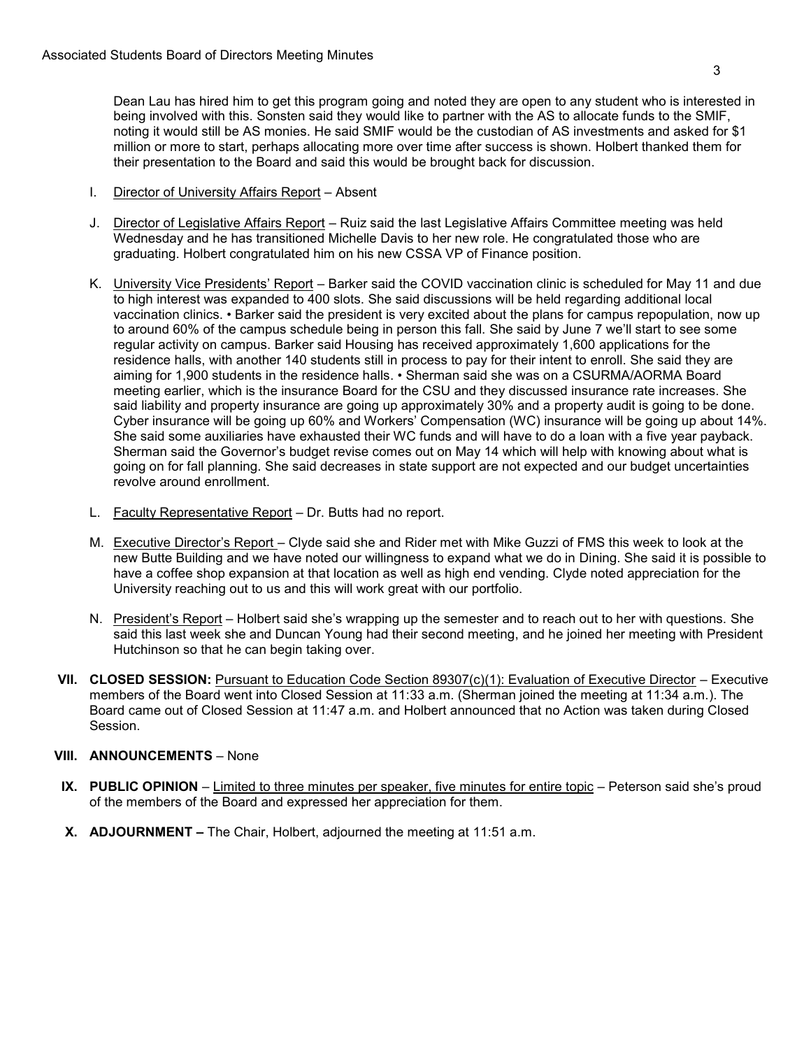Dean Lau has hired him to get this program going and noted they are open to any student who is interested in being involved with this. Sonsten said they would like to partner with the AS to allocate funds to the SMIF, noting it would still be AS monies. He said SMIF would be the custodian of AS investments and asked for $1 million or more to start, perhaps allocating more over time after success is shown. Holbert thanked them for their presentation to the Board and said this would be brought back for discussion.

I. Director of University Affairs Report – Absent

J. Director of Legislative Affairs Report – Ruiz said the last Legislative Affairs Committee meeting was held Wednesday and he has transitioned Michelle Davis to her new role. He congratulated those who are graduating. Holbert congratulated him on his new CSSA VP of Finance position.

K. University Vice Presidents' Report – Barker said the COVID vaccination clinic is scheduled for May 11 and due to high interest was expanded to 400 slots. She said discussions will be held regarding additional local vaccination clinics. • Barker said the president is very excited about the plans for campus repopulation, now up to around 60% of the campus schedule being in person this fall. She said by June 7 we'll start to see some regular activity on campus. Barker said Housing has received approximately 1,600 applications for the residence halls, with another 140 students still in process to pay for their intent to enroll. She said they are aiming for 1,900 students in the residence halls. • Sherman said she was on a CSURMA/AORMA Board meeting earlier, which is the insurance Board for the CSU and they discussed insurance rate increases. She said liability and property insurance are going up approximately 30% and a property audit is going to be done. Cyber insurance will be going up 60% and Workers' Compensation (WC) insurance will be going up about 14%. She said some auxiliaries have exhausted their WC funds and will have to do a loan with a five year payback. Sherman said the Governor's budget revise comes out on May 14 which will help with knowing about what is going on for fall planning. She said decreases in state support are not expected and our budget uncertainties revolve around enrollment.

L. Faculty Representative Report – Dr. Butts had no report.

M. Executive Director's Report – Clyde said she and Rider met with Mike Guzzi of FMS this week to look at the new Butte Building and we have noted our willingness to expand what we do in Dining. She said it is possible to have a coffee shop expansion at that location as well as high end vending. Clyde noted appreciation for the University reaching out to us and this will work great with our portfolio.

N. President's Report – Holbert said she's wrapping up the semester and to reach out to her with questions. She said this last week she and Duncan Young had their second meeting, and he joined her meeting with President Hutchinson so that he can begin taking over.

**VII. CLOSED SESSION:** Pursuant to Education Code Section 89307(c)(1): Evaluation of Executive Director – Executive members of the Board went into Closed Session at 11:33 a.m. (Sherman joined the meeting at 11:34 a.m.). The Board came out of Closed Session at 11:47 a.m. and Holbert announced that no Action was taken during Closed Session.

**VIII. ANNOUNCEMENTS** – None

**IX. PUBLIC OPINION** – Limited to three minutes per speaker, five minutes for entire topic – Peterson said she's proud of the members of the Board and expressed her appreciation for them.

**X. ADJOURNMENT –** The Chair, Holbert, adjourned the meeting at 11:51 a.m.